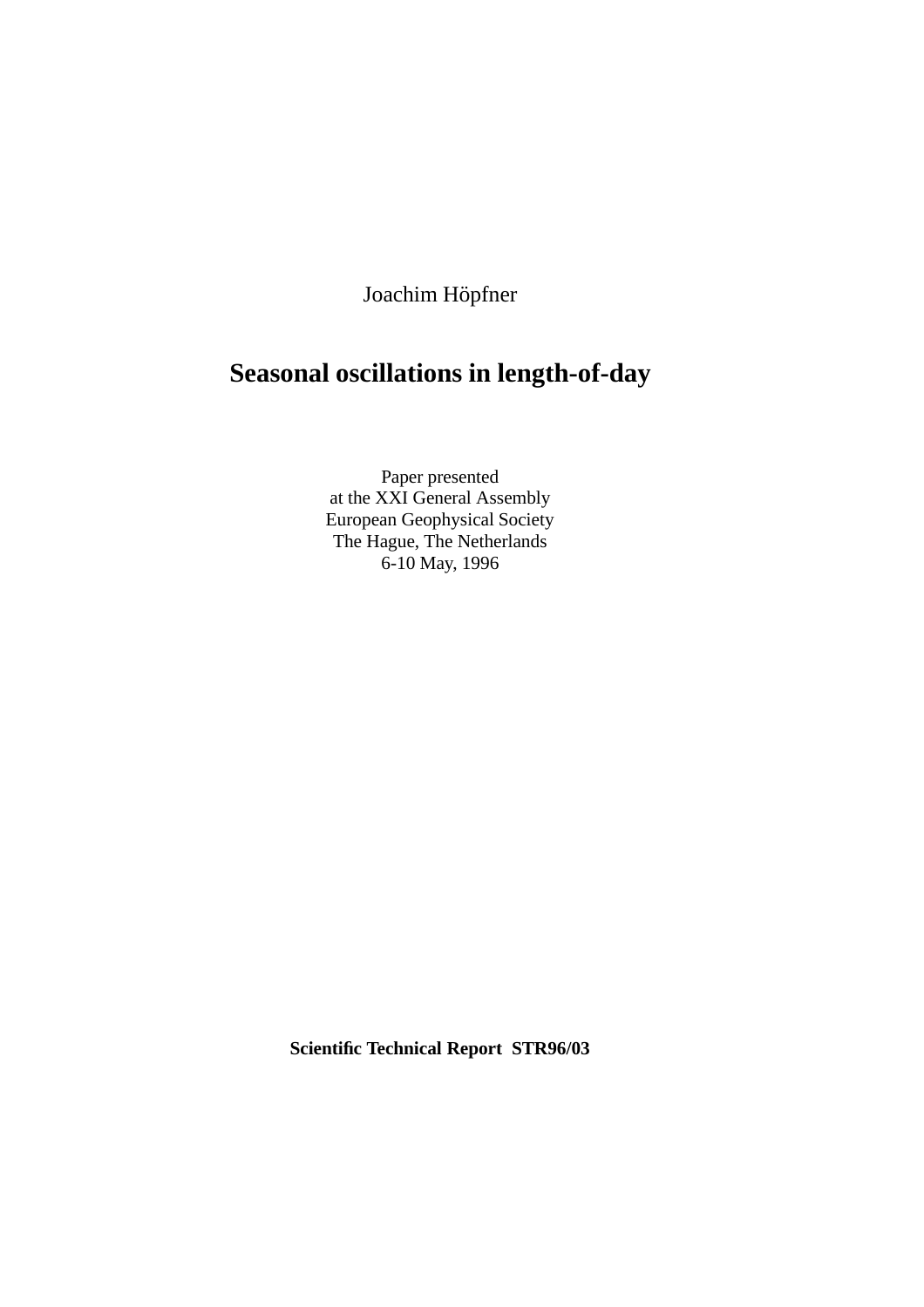Joachim Höpfner

# Seasonal oscillations in length-of-day

Paper presented  
at the XXI General Assembly  
European Geophysical Society  
The Hague, The Netherlands  
6-10 May, 1996

**Scientific Technical Report STR96/03**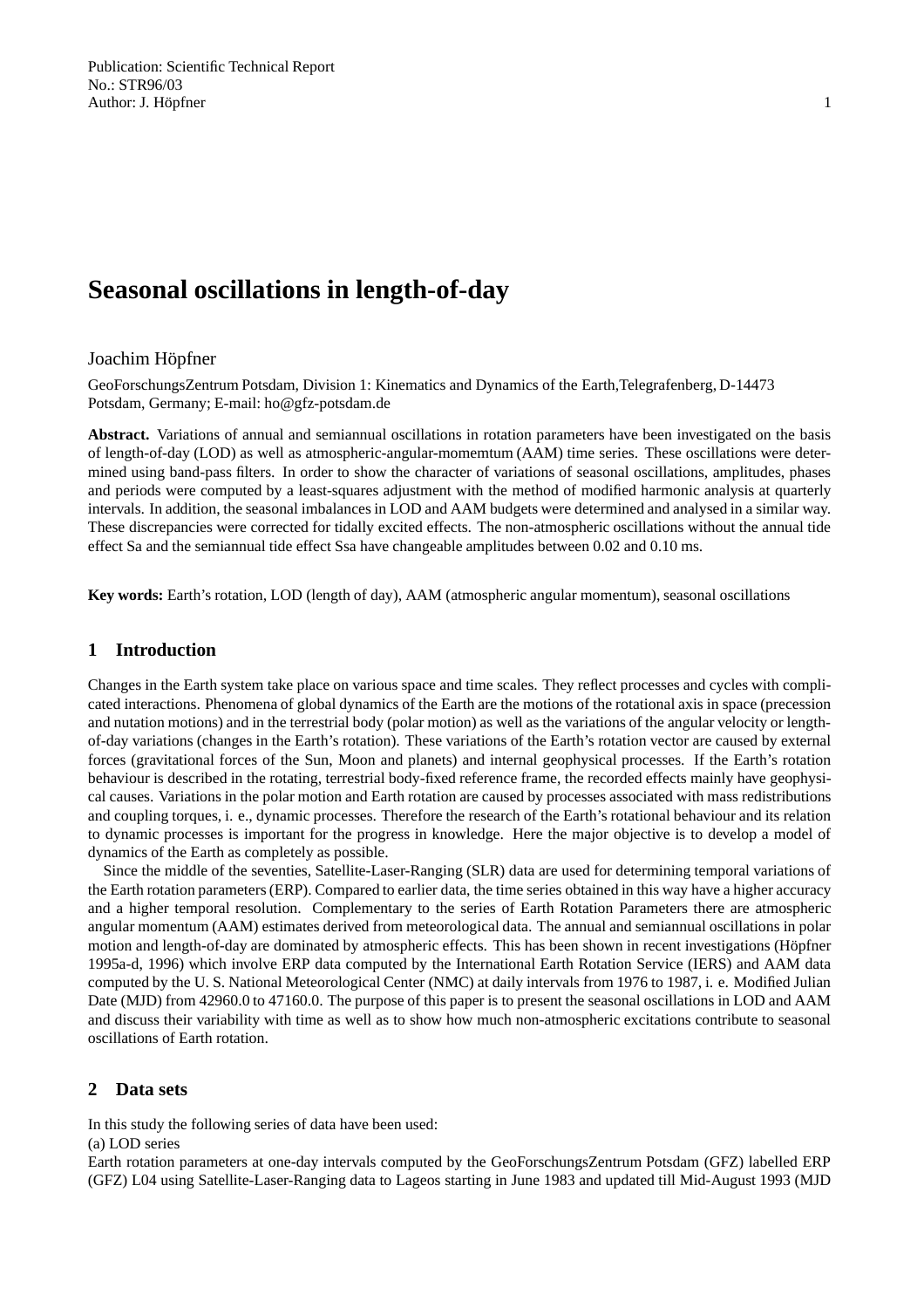# Seasonal oscillations in length-of-day

Joachim Höpfner

GeoForschungsZentrum Potsdam, Division 1: Kinematics and Dynamics of the Earth,Telegrafenberg, D-14473 Potsdam, Germany; E-mail: ho@gfz-potsdam.de

**Abstract.** Variations of annual and semiannual oscillations in rotation parameters have been investigated on the basis of length-of-day (LOD) as well as atmospheric-angular-momemtum (AAM) time series. These oscillations were determined using band-pass filters. In order to show the character of variations of seasonal oscillations, amplitudes, phases and periods were computed by a least-squares adjustment with the method of modified harmonic analysis at quarterly intervals. In addition, the seasonal imbalances in LOD and AAM budgets were determined and analysed in a similar way. These discrepancies were corrected for tidally excited effects. The non-atmospheric oscillations without the annual tide effect Sa and the semiannual tide effect Ssa have changeable amplitudes between 0.02 and 0.10 ms.

**Key words:** Earth's rotation, LOD (length of day), AAM (atmospheric angular momentum), seasonal oscillations

## 1 Introduction

Changes in the Earth system take place on various space and time scales. They reflect processes and cycles with complicated interactions. Phenomena of global dynamics of the Earth are the motions of the rotational axis in space (precession and nutation motions) and in the terrestrial body (polar motion) as well as the variations of the angular velocity or length-of-day variations (changes in the Earth's rotation). These variations of the Earth's rotation vector are caused by external forces (gravitational forces of the Sun, Moon and planets) and internal geophysical processes. If the Earth's rotation behaviour is described in the rotating, terrestrial body-fixed reference frame, the recorded effects mainly have geophysical causes. Variations in the polar motion and Earth rotation are caused by processes associated with mass redistributions and coupling torques, i. e., dynamic processes. Therefore the research of the Earth's rotational behaviour and its relation to dynamic processes is important for the progress in knowledge. Here the major objective is to develop a model of dynamics of the Earth as completely as possible.

Since the middle of the seventies, Satellite-Laser-Ranging (SLR) data are used for determining temporal variations of the Earth rotation parameters (ERP). Compared to earlier data, the time series obtained in this way have a higher accuracy and a higher temporal resolution. Complementary to the series of Earth Rotation Parameters there are atmospheric angular momentum (AAM) estimates derived from meteorological data. The annual and semiannual oscillations in polar motion and length-of-day are dominated by atmospheric effects. This has been shown in recent investigations (Höpfner 1995a-d, 1996) which involve ERP data computed by the International Earth Rotation Service (IERS) and AAM data computed by the U. S. National Meteorological Center (NMC) at daily intervals from 1976 to 1987, i. e. Modified Julian Date (MJD) from 42960.0 to 47160.0. The purpose of this paper is to present the seasonal oscillations in LOD and AAM and discuss their variability with time as well as to show how much non-atmospheric excitations contribute to seasonal oscillations of Earth rotation.

## 2 Data sets

In this study the following series of data have been used:

(a) LOD series

Earth rotation parameters at one-day intervals computed by the GeoForschungsZentrum Potsdam (GFZ) labelled ERP (GFZ) L04 using Satellite-Laser-Ranging data to Lageos starting in June 1983 and updated till Mid-August 1993 (MJD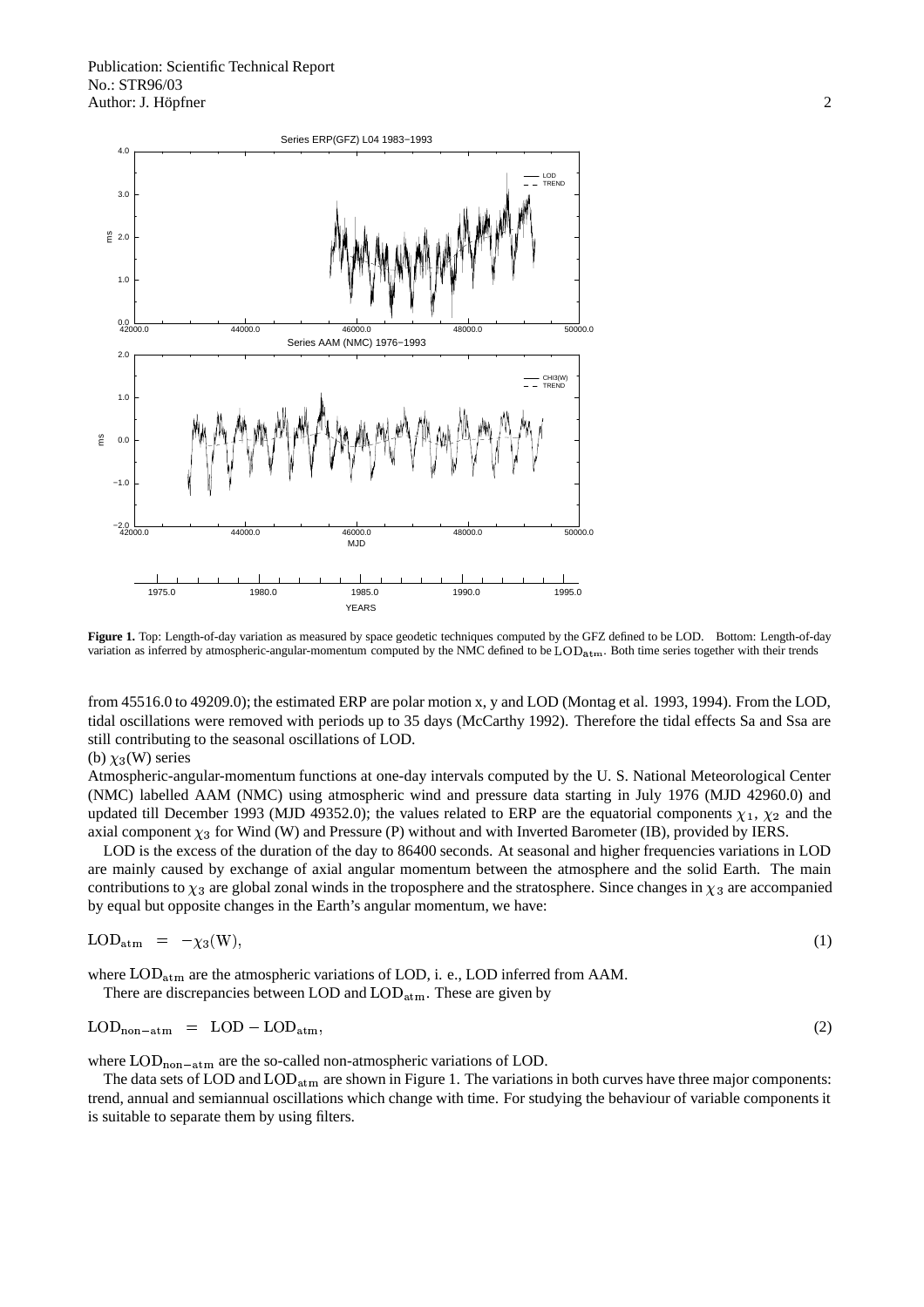**Figure 1.** Top: Length-of-day variation as measured by space geodetic techniques computed by the GFZ defined to be LOD. Bottom: Length-of-day variation as inferred by atmospheric-angular-momentum computed by the NMC defined to be $\mathrm{LOD_{atm}}$. Both time series together with their trends

from 45516.0 to 49209.0); the estimated ERP are polar motion x, y and LOD (Montag et al. 1993, 1994). From the LOD, tidal oscillations were removed with periods up to 35 days (McCarthy 1992). Therefore the tidal effects Sa and Ssa are still contributing to the seasonal oscillations of LOD.

(b) $\chi_3$(W) series

Atmospheric-angular-momentum functions at one-day intervals computed by the U. S. National Meteorological Center (NMC) labelled AAM (NMC) using atmospheric wind and pressure data starting in July 1976 (MJD 42960.0) and updated till December 1993 (MJD 49352.0); the values related to ERP are the equatorial components $\chi_1$, $\chi_2$ and the axial component $\chi_3$ for Wind (W) and Pressure (P) without and with Inverted Barometer (IB), provided by IERS.

LOD is the excess of the duration of the day to 86400 seconds. At seasonal and higher frequencies variations in LOD are mainly caused by exchange of axial angular momentum between the atmosphere and the solid Earth. The main contributions to $\chi_3$ are global zonal winds in the troposphere and the stratosphere. Since changes in $\chi_3$ are accompanied by equal but opposite changes in the Earth's angular momentum, we have:

$$\mathrm{LOD_{atm}} \;=\; -\chi_3(\mathrm{W}), \tag{1}$$

where $\mathrm{LOD_{atm}}$ are the atmospheric variations of LOD, i. e., LOD inferred from AAM.

There are discrepancies between LOD and $\mathrm{LOD_{atm}}$. These are given by

$$\mathrm{LOD_{non-atm}} \;=\; \mathrm{LOD} - \mathrm{LOD_{atm}}, \tag{2}$$

where $\mathrm{LOD_{non-atm}}$ are the so-called non-atmospheric variations of LOD.

The data sets of LOD and $\mathrm{LOD_{atm}}$ are shown in Figure 1. The variations in both curves have three major components: trend, annual and semiannual oscillations which change with time. For studying the behaviour of variable components it is suitable to separate them by using filters.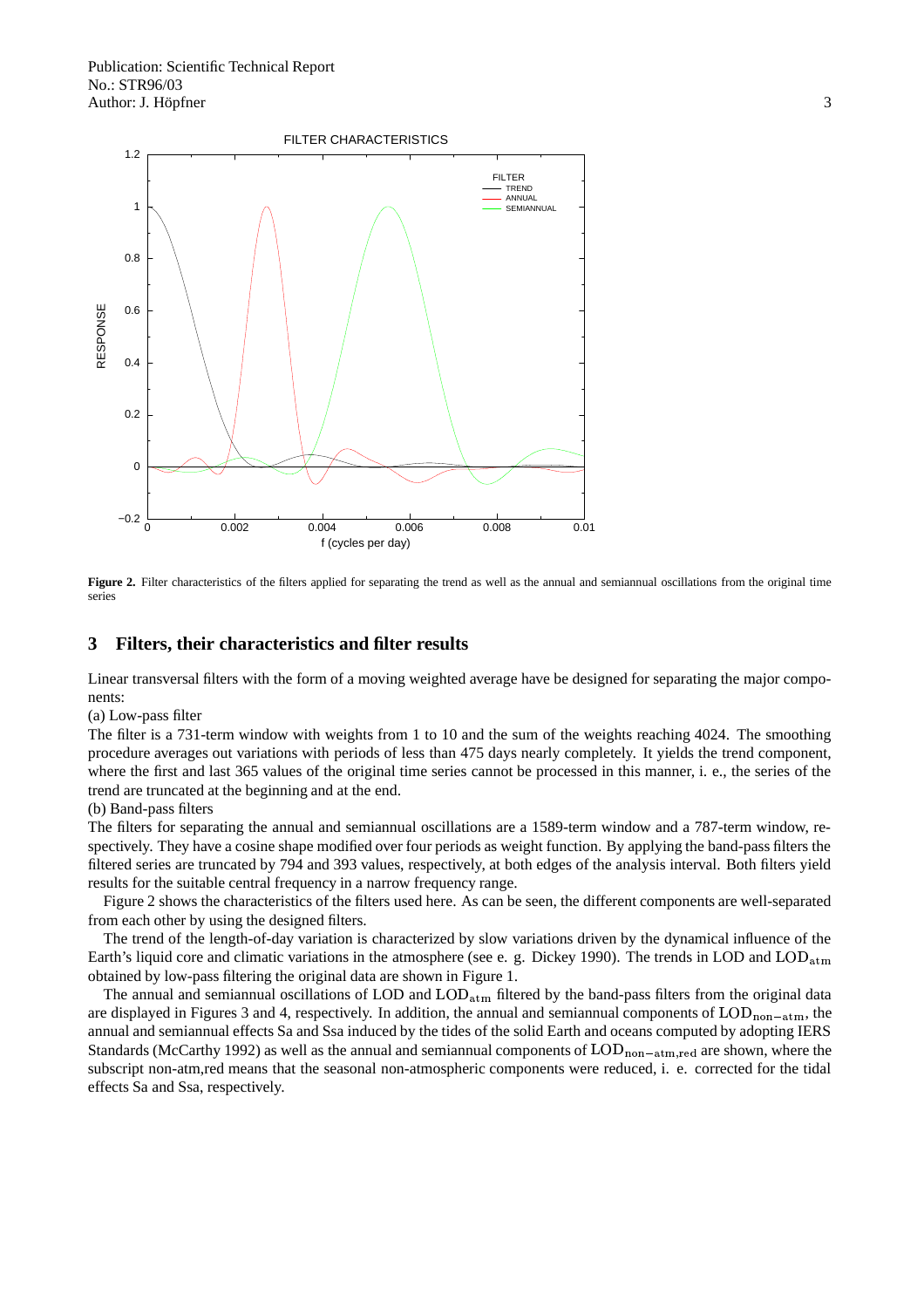**Figure 2.** Filter characteristics of the filters applied for separating the trend as well as the annual and semiannual oscillations from the original time series

## 3 Filters, their characteristics and filter results

Linear transversal filters with the form of a moving weighted average have be designed for separating the major components:

(a) Low-pass filter

The filter is a 731-term window with weights from 1 to 10 and the sum of the weights reaching 4024. The smoothing procedure averages out variations with periods of less than 475 days nearly completely. It yields the trend component, where the first and last 365 values of the original time series cannot be processed in this manner, i. e., the series of the trend are truncated at the beginning and at the end.

(b) Band-pass filters

The filters for separating the annual and semiannual oscillations are a 1589-term window and a 787-term window, respectively. They have a cosine shape modified over four periods as weight function. By applying the band-pass filters the filtered series are truncated by 794 and 393 values, respectively, at both edges of the analysis interval. Both filters yield results for the suitable central frequency in a narrow frequency range.

Figure 2 shows the characteristics of the filters used here. As can be seen, the different components are well-separated from each other by using the designed filters.

The trend of the length-of-day variation is characterized by slow variations driven by the dynamical influence of the Earth's liquid core and climatic variations in the atmosphere (see e. g. Dickey 1990). The trends in LOD and $\mathrm{LOD_{atm}}$ obtained by low-pass filtering the original data are shown in Figure 1.

The annual and semiannual oscillations of LOD and $\mathrm{LOD_{atm}}$ filtered by the band-pass filters from the original data are displayed in Figures 3 and 4, respectively. In addition, the annual and semiannual components of $\mathrm{LOD_{non-atm}}$, the annual and semiannual effects Sa and Ssa induced by the tides of the solid Earth and oceans computed by adopting IERS Standards (McCarthy 1992) as well as the annual and semiannual components of $\mathrm{LOD_{non-atm,red}}$ are shown, where the subscript non-atm,red means that the seasonal non-atmospheric components were reduced, i. e. corrected for the tidal effects Sa and Ssa, respectively.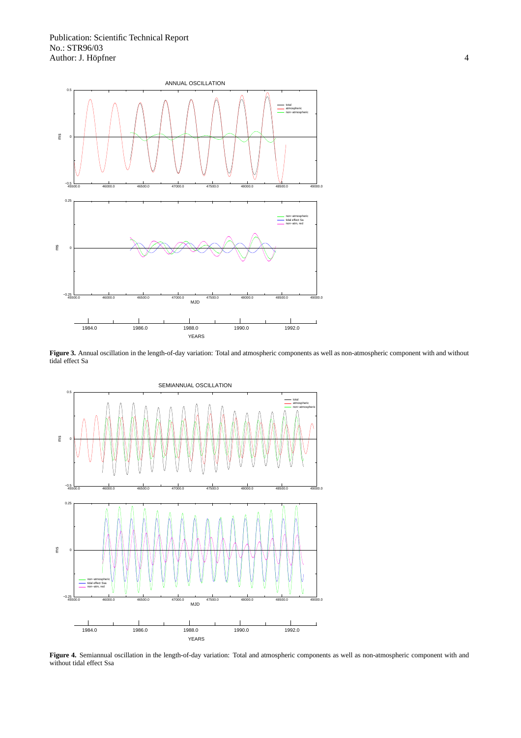**Figure 3.** Annual oscillation in the length-of-day variation: Total and atmospheric components as well as non-atmospheric component with and without tidal effect Sa

**Figure 4.** Semiannual oscillation in the length-of-day variation: Total and atmospheric components as well as non-atmospheric component with and without tidal effect Ssa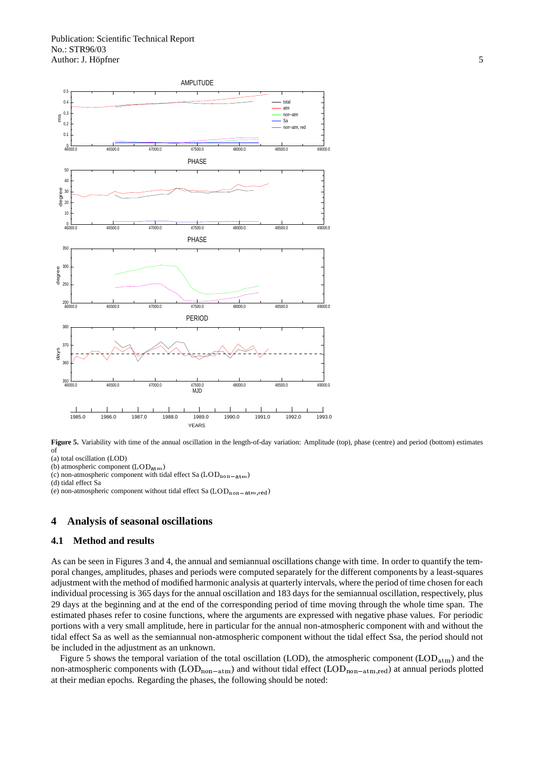**Figure 5.** Variability with time of the annual oscillation in the length-of-day variation: Amplitude (top), phase (centre) and period (bottom) estimates of

(a) total oscillation (LOD)

(b) atmospheric component ($\mathrm{LOD_{atm}}$)

(c) non-atmospheric component with tidal effect Sa ($\mathrm{LOD_{non-atm}}$)

(d) tidal effect Sa

(e) non-atmospheric component without tidal effect Sa ($\mathrm{LOD_{non-atm,red}}$)

## 4 Analysis of seasonal oscillations

### 4.1 Method and results

As can be seen in Figures 3 and 4, the annual and semiannual oscillations change with time. In order to quantify the temporal changes, amplitudes, phases and periods were computed separately for the different components by a least-squares adjustment with the method of modified harmonic analysis at quarterly intervals, where the period of time chosen for each individual processing is 365 days for the annual oscillation and 183 days for the semiannual oscillation, respectively, plus 29 days at the beginning and at the end of the corresponding period of time moving through the whole time span. The estimated phases refer to cosine functions, where the arguments are expressed with negative phase values. For periodic portions with a very small amplitude, here in particular for the annual non-atmospheric component with and without the tidal effect Sa as well as the semiannual non-atmospheric component without the tidal effect Ssa, the period should not be included in the adjustment as an unknown.

Figure 5 shows the temporal variation of the total oscillation (LOD), the atmospheric component ($\mathrm{LOD_{atm}}$) and the non-atmospheric components with ($\mathrm{LOD_{non-atm}}$) and without tidal effect ($\mathrm{LOD_{non-atm,red}}$) at annual periods plotted at their median epochs. Regarding the phases, the following should be noted: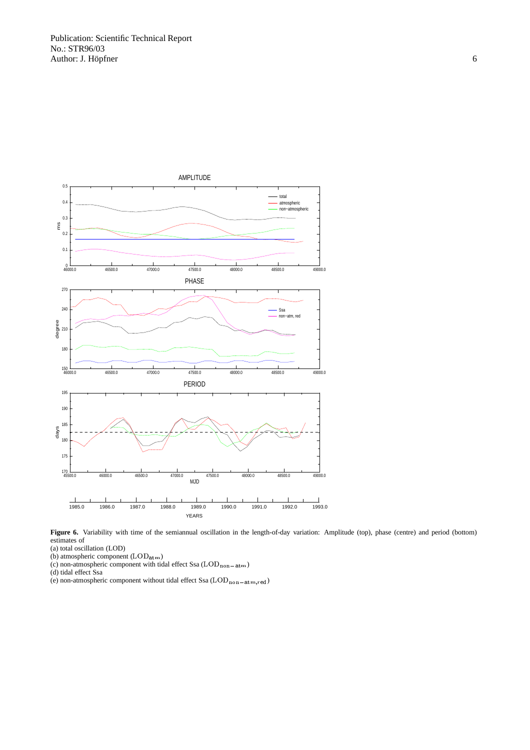**Figure 6.** Variability with time of the semiannual oscillation in the length-of-day variation: Amplitude (top), phase (centre) and period (bottom) estimates of

(a) total oscillation (LOD)

(b) atmospheric component ($\mathrm{LOD_{atm}}$)

(c) non-atmospheric component with tidal effect Ssa ($\mathrm{LOD_{non-atm}}$)

(d) tidal effect Ssa

(e) non-atmospheric component without tidal effect Ssa ($\mathrm{LOD_{non-atm,red}}$)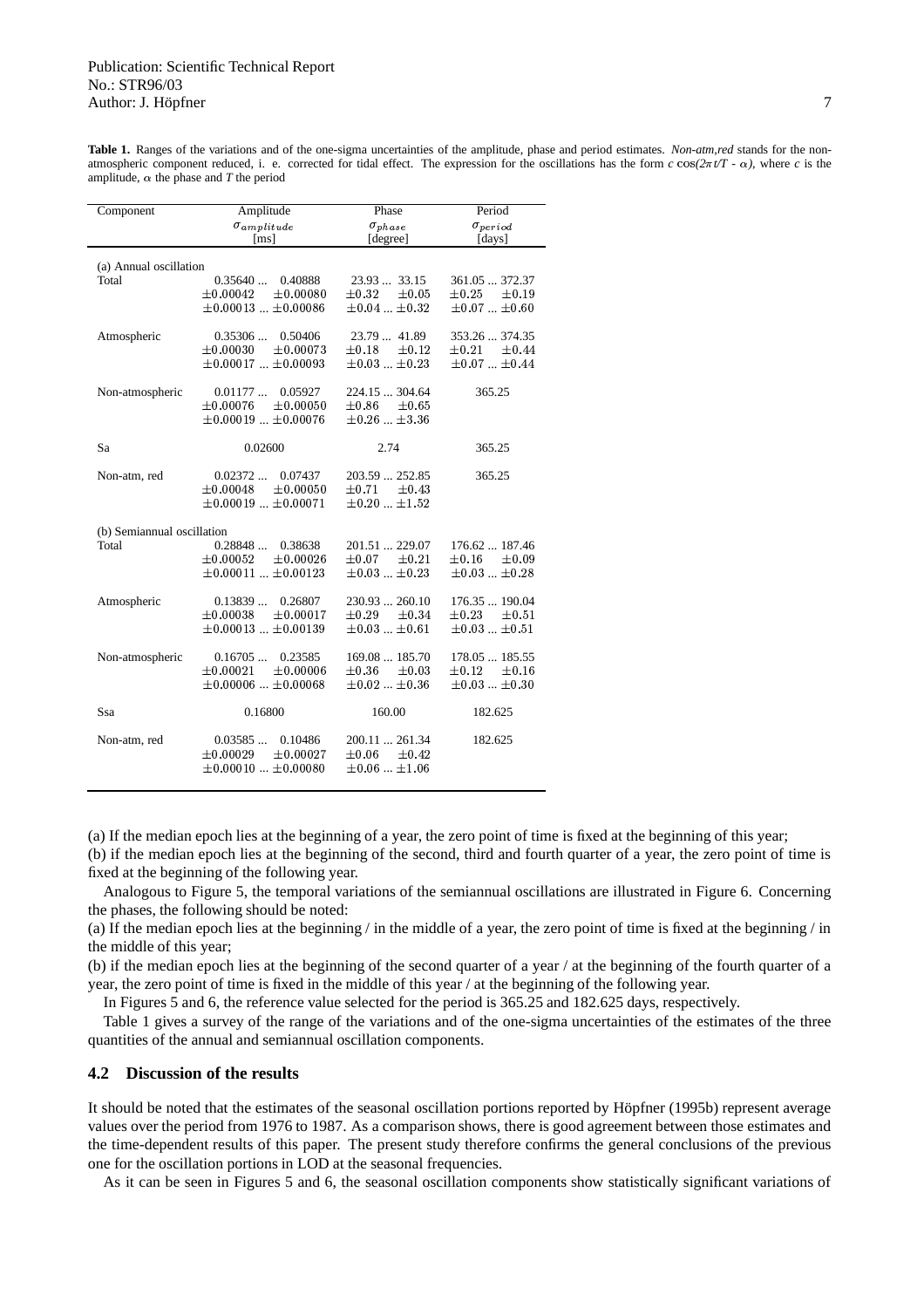**Table 1.** Ranges of the variations and of the one-sigma uncertainties of the amplitude, phase and period estimates. *Non-atm,red* stands for the non-atmospheric component reduced, i. e. corrected for tidal effect. The expression for the oscillations has the form $c \cos(2\pi t/T - \alpha)$, where $c$ is the amplitude, $\alpha$ the phase and $T$ the period

| Component | Amplitude<br>$\sigma_{amplitude}$<br>[ms] | Phase<br>$\sigma_{phase}$<br>[degree] | Period<br>$\sigma_{period}$<br>[days] |
|---|---|---|---|
| (a) Annual oscillation | | | |
| Total | 0.35640 ... 0.40888<br>±0.00042 ±0.00080<br>±0.00013 ... ±0.00086 | 23.93 ... 33.15<br>±0.32 ±0.05<br>±0.04 ... ±0.32 | 361.05 ... 372.37<br>±0.25 ±0.19<br>±0.07 ... ±0.60 |
| Atmospheric | 0.35306 ... 0.50406<br>±0.00030 ±0.00073<br>±0.00017 ... ±0.00093 | 23.79 ... 41.89<br>±0.18 ±0.12<br>±0.03 ... ±0.23 | 353.26 ... 374.35<br>±0.21 ±0.44<br>±0.07 ... ±0.44 |
| Non-atmospheric | 0.01177 ... 0.05927<br>±0.00076 ±0.00050<br>±0.00019 ... ±0.00076 | 224.15 ... 304.64<br>±0.86 ±0.65<br>±0.26 ... ±3.36 | 365.25 |
| Sa | 0.02600 | 2.74 | 365.25 |
| Non-atm, red | 0.02372 ... 0.07437<br>±0.00048 ±0.00050<br>±0.00019 ... ±0.00071 | 203.59 ... 252.85<br>±0.71 ±0.43<br>±0.20 ... ±1.52 | 365.25 |
| (b) Semiannual oscillation | | | |
| Total | 0.28848 ... 0.38638<br>±0.00052 ±0.00026<br>±0.00011 ... ±0.00123 | 201.51 ... 229.07<br>±0.07 ±0.21<br>±0.03 ... ±0.23 | 176.62 ... 187.46<br>±0.16 ±0.09<br>±0.03 ... ±0.28 |
| Atmospheric | 0.13839 ... 0.26807<br>±0.00038 ±0.00017<br>±0.00013 ... ±0.00139 | 230.93 ... 260.10<br>±0.29 ±0.34<br>±0.03 ... ±0.61 | 176.35 ... 190.04<br>±0.23 ±0.51<br>±0.03 ... ±0.51 |
| Non-atmospheric | 0.16705 ... 0.23585<br>±0.00021 ±0.00006<br>±0.00006 ... ±0.00068 | 169.08 ... 185.70<br>±0.36 ±0.03<br>±0.02 ... ±0.36 | 178.05 ... 185.55<br>±0.12 ±0.16<br>±0.03 ... ±0.30 |
| Ssa | 0.16800 | 160.00 | 182.625 |
| Non-atm, red | 0.03585 ... 0.10486<br>±0.00029 ±0.00027<br>±0.00010 ... ±0.00080 | 200.11 ... 261.34<br>±0.06 ±0.42<br>±0.06 ... ±1.06 | 182.625 |

(a) If the median epoch lies at the beginning of a year, the zero point of time is fixed at the beginning of this year;
(b) if the median epoch lies at the beginning of the second, third and fourth quarter of a year, the zero point of time is fixed at the beginning of the following year.

Analogous to Figure 5, the temporal variations of the semiannual oscillations are illustrated in Figure 6. Concerning the phases, the following should be noted:
(a) If the median epoch lies at the beginning / in the middle of a year, the zero point of time is fixed at the beginning / in the middle of this year;
(b) if the median epoch lies at the beginning of the second quarter of a year / at the beginning of the fourth quarter of a year, the zero point of time is fixed in the middle of this year / at the beginning of the following year.

In Figures 5 and 6, the reference value selected for the period is 365.25 and 182.625 days, respectively.

Table 1 gives a survey of the range of the variations and of the one-sigma uncertainties of the estimates of the three quantities of the annual and semiannual oscillation components.

### 4.2 Discussion of the results

It should be noted that the estimates of the seasonal oscillation portions reported by Höpfner (1995b) represent average values over the period from 1976 to 1987. As a comparison shows, there is good agreement between those estimates and the time-dependent results of this paper. The present study therefore confirms the general conclusions of the previous one for the oscillation portions in LOD at the seasonal frequencies.

As it can be seen in Figures 5 and 6, the seasonal oscillation components show statistically significant variations of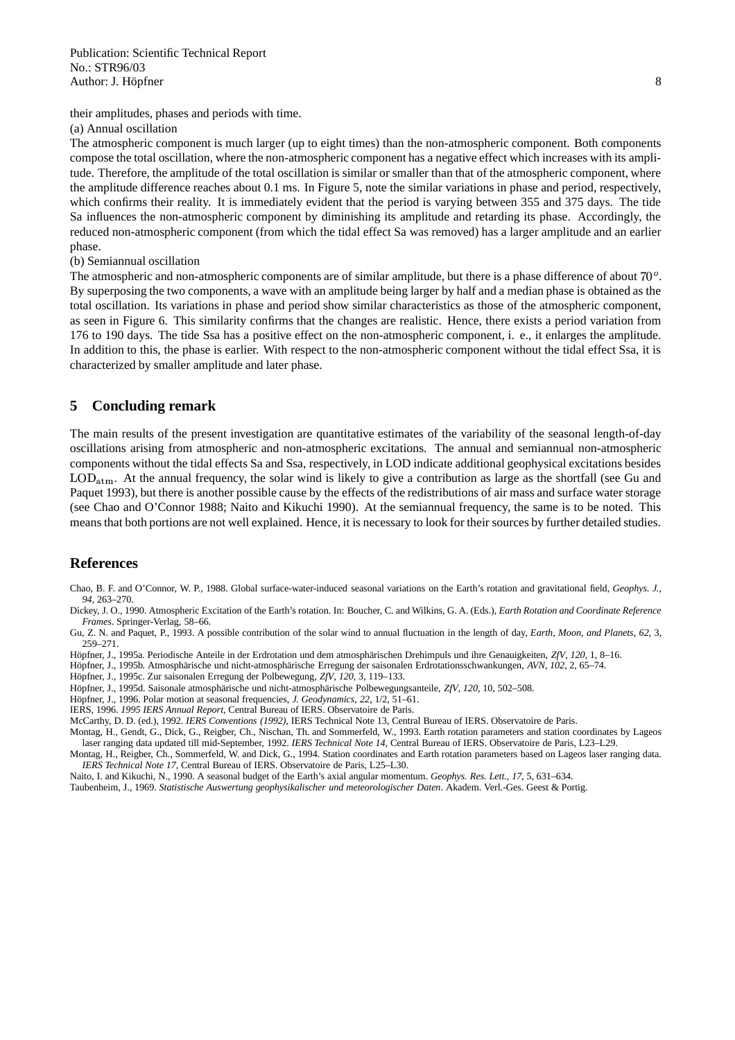their amplitudes, phases and periods with time.

(a) Annual oscillation

The atmospheric component is much larger (up to eight times) than the non-atmospheric component. Both components compose the total oscillation, where the non-atmospheric component has a negative effect which increases with its amplitude. Therefore, the amplitude of the total oscillation is similar or smaller than that of the atmospheric component, where the amplitude difference reaches about 0.1 ms. In Figure 5, note the similar variations in phase and period, respectively, which confirms their reality. It is immediately evident that the period is varying between 355 and 375 days. The tide Sa influences the non-atmospheric component by diminishing its amplitude and retarding its phase. Accordingly, the reduced non-atmospheric component (from which the tidal effect Sa was removed) has a larger amplitude and an earlier phase.

(b) Semiannual oscillation

The atmospheric and non-atmospheric components are of similar amplitude, but there is a phase difference of about $70^o$. By superposing the two components, a wave with an amplitude being larger by half and a median phase is obtained as the total oscillation. Its variations in phase and period show similar characteristics as those of the atmospheric component, as seen in Figure 6. This similarity confirms that the changes are realistic. Hence, there exists a period variation from 176 to 190 days. The tide Ssa has a positive effect on the non-atmospheric component, i. e., it enlarges the amplitude. In addition to this, the phase is earlier. With respect to the non-atmospheric component without the tidal effect Ssa, it is characterized by smaller amplitude and later phase.

## 5 Concluding remark

The main results of the present investigation are quantitative estimates of the variability of the seasonal length-of-day oscillations arising from atmospheric and non-atmospheric excitations. The annual and semiannual non-atmospheric components without the tidal effects Sa and Ssa, respectively, in LOD indicate additional geophysical excitations besides $\mathrm{LOD_{atm}}$. At the annual frequency, the solar wind is likely to give a contribution as large as the shortfall (see Gu and Paquet 1993), but there is another possible cause by the effects of the redistributions of air mass and surface water storage (see Chao and O'Connor 1988; Naito and Kikuchi 1990). At the semiannual frequency, the same is to be noted. This means that both portions are not well explained. Hence, it is necessary to look for their sources by further detailed studies.

## References

Chao, B. F. and O'Connor, W. P., 1988. Global surface-water-induced seasonal variations on the Earth's rotation and gravitational field, *Geophys. J.*, *94*, 263–270.

Dickey, J. O., 1990. Atmospheric Excitation of the Earth's rotation. In: Boucher, C. and Wilkins, G. A. (Eds.), *Earth Rotation and Coordinate Reference Frames*. Springer-Verlag, 58–66.

Gu, Z. N. and Paquet, P., 1993. A possible contribution of the solar wind to annual fluctuation in the length of day, *Earth, Moon, and Planets*, *62*, 3, 259–271.

Höpfner, J., 1995a. Periodische Anteile in der Erdrotation und dem atmosphärischen Drehimpuls und ihre Genauigkeiten, *ZfV*, *120*, 1, 8–16.

Höpfner, J., 1995b. Atmosphärische und nicht-atmosphärische Erregung der saisonalen Erdrotationsschwankungen, *AVN*, *102*, 2, 65–74.

Höpfner, J., 1995c. Zur saisonalen Erregung der Polbewegung, *ZfV*, *120*, 3, 119–133.

Höpfner, J., 1995d. Saisonale atmosphärische und nicht-atmosphärische Polbewegungsanteile, *ZfV*, *120*, 10, 502–508.

Höpfner, J., 1996. Polar motion at seasonal frequencies, *J. Geodynamics*, *22*, 1/2, 51–61.

IERS, 1996. *1995 IERS Annual Report*, Central Bureau of IERS. Observatoire de Paris.

McCarthy, D. D. (ed.), 1992. *IERS Conventions (1992)*, IERS Technical Note 13, Central Bureau of IERS. Observatoire de Paris.

Montag, H., Gendt, G., Dick, G., Reigber, Ch., Nischan, Th. and Sommerfeld, W., 1993. Earth rotation parameters and station coordinates by Lageos laser ranging data updated till mid-September, 1992. *IERS Technical Note 14*, Central Bureau of IERS. Observatoire de Paris, L23–L29.

Montag, H., Reigber, Ch., Sommerfeld, W. and Dick, G., 1994. Station coordinates and Earth rotation parameters based on Lageos laser ranging data. *IERS Technical Note 17*, Central Bureau of IERS. Observatoire de Paris, L25–L30.

Naito, I. and Kikuchi, N., 1990. A seasonal budget of the Earth's axial angular momentum. *Geophys. Res. Lett.*, *17*, 5, 631–634.

Taubenheim, J., 1969. *Statistische Auswertung geophysikalischer und meteorologischer Daten*. Akadem. Verl.-Ges. Geest & Portig.